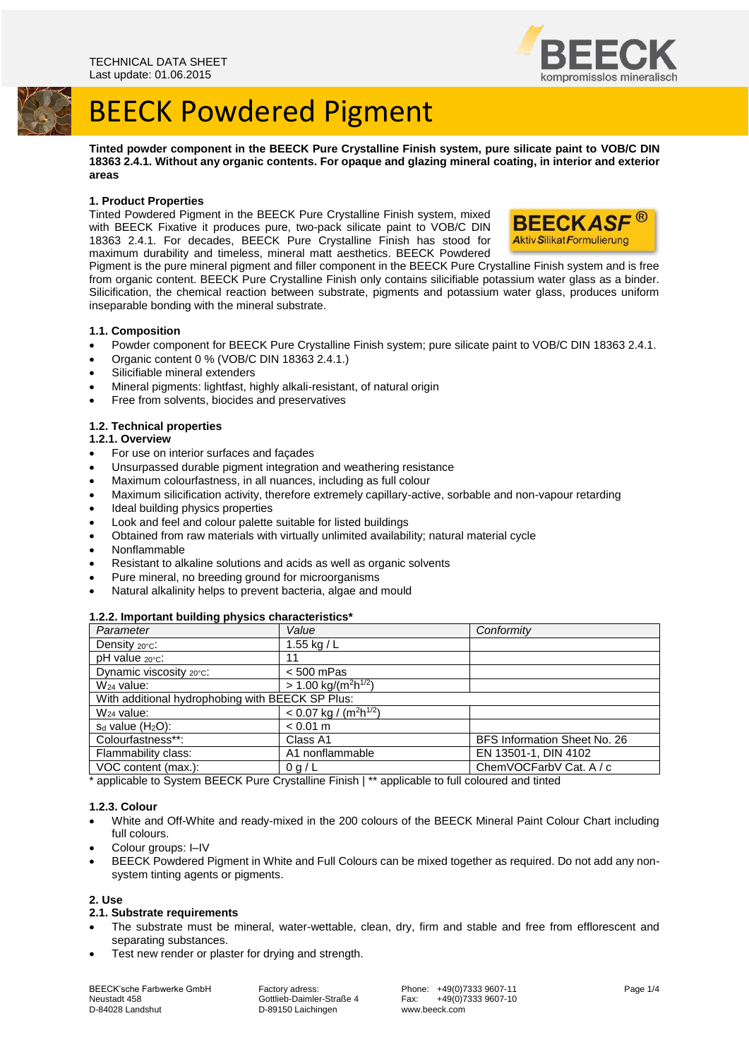TECHNICAL DATA SHEET
Last update: 01.06.2015

# BEECK Powdered Pigment

**Tinted powder component in the BEECK Pure Crystalline Finish system, pure silicate paint to VOB/C DIN 18363 2.4.1. Without any organic contents. For opaque and glazing mineral coating, in interior and exterior areas**

## 1. Product Properties

Tinted Powdered Pigment in the BEECK Pure Crystalline Finish system, mixed with BEECK Fixative it produces pure, two-pack silicate paint to VOB/C DIN 18363 2.4.1. For decades, BEECK Pure Crystalline Finish has stood for maximum durability and timeless, mineral matt aesthetics. BEECK Powdered Pigment is the pure mineral pigment and filler component in the BEECK Pure Crystalline Finish system and is free from organic content. BEECK Pure Crystalline Finish only contains silicifiable potassium water glass as a binder. Silicification, the chemical reaction between substrate, pigments and potassium water glass, produces uniform inseparable bonding with the mineral substrate.

### 1.1. Composition

- Powder component for BEECK Pure Crystalline Finish system; pure silicate paint to VOB/C DIN 18363 2.4.1.
- Organic content 0 % (VOB/C DIN 18363 2.4.1.)
- Silicifiable mineral extenders
- Mineral pigments: lightfast, highly alkali-resistant, of natural origin
- Free from solvents, biocides and preservatives

### 1.2. Technical properties

#### 1.2.1. Overview

- For use on interior surfaces and façades
- Unsurpassed durable pigment integration and weathering resistance
- Maximum colourfastness, in all nuances, including as full colour
- Maximum silicification activity, therefore extremely capillary-active, sorbable and non-vapour retarding
- Ideal building physics properties
- Look and feel and colour palette suitable for listed buildings
- Obtained from raw materials with virtually unlimited availability; natural material cycle
- Nonflammable
- Resistant to alkaline solutions and acids as well as organic solvents
- Pure mineral, no breeding ground for microorganisms
- Natural alkalinity helps to prevent bacteria, algae and mould

#### 1.2.2. Important building physics characteristics*

| Parameter | Value | Conformity |
|---|---|---|
| Density $_{20°C}$: | 1.55 kg / L | |
| pH value $_{20°C}$: | 11 | |
| Dynamic viscosity $_{20°C}$: | < 500 mPas | |
| $W_{24}$ value: | > 1.00 kg/($m^2h^{1/2}$) | |
| With additional hydrophobing with BEECK SP Plus: | | |
| $W_{24}$ value: | < 0.07 kg / ($m^2h^{1/2}$) | |
| $s_d$ value ($H_2O$): | < 0.01 m | |
| Colourfastness**: | Class A1 | BFS Information Sheet No. 26 |
| Flammability class: | A1 nonflammable | EN 13501-1, DIN 4102 |
| VOC content (max.): | 0 g / L | ChemVOCFarbV Cat. A / c |

\* applicable to System BEECK Pure Crystalline Finish | ** applicable to full coloured and tinted

#### 1.2.3. Colour

- White and Off-White and ready-mixed in the 200 colours of the BEECK Mineral Paint Colour Chart including full colours.
- Colour groups: I–IV
- BEECK Powdered Pigment in White and Full Colours can be mixed together as required. Do not add any non-system tinting agents or pigments.

## 2. Use

### 2.1. Substrate requirements

- The substrate must be mineral, water-wettable, clean, dry, firm and stable and free from efflorescent and separating substances.
- Test new render or plaster for drying and strength.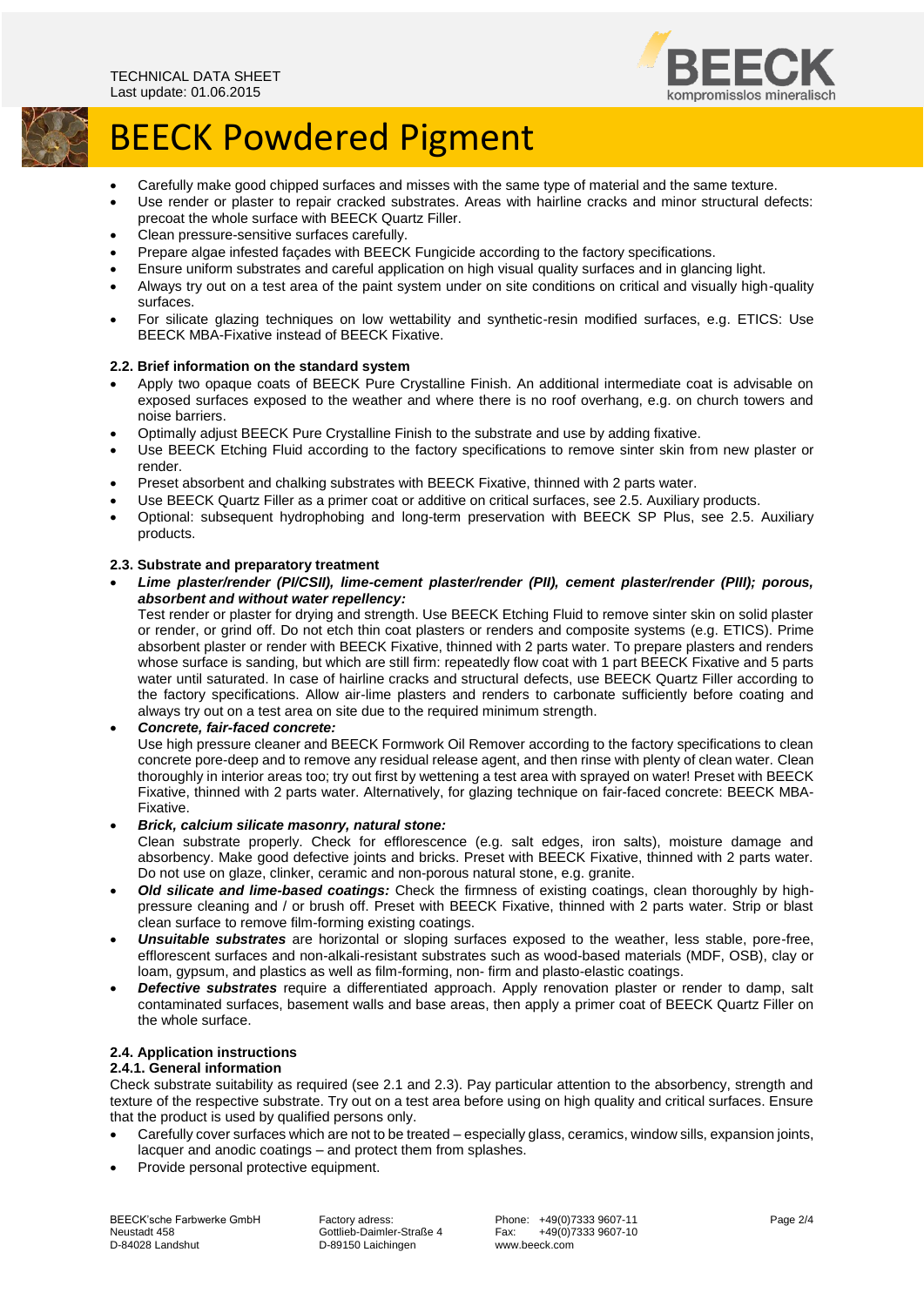- Carefully make good chipped surfaces and misses with the same type of material and the same texture.
- Use render or plaster to repair cracked substrates. Areas with hairline cracks and minor structural defects: precoat the whole surface with BEECK Quartz Filler.
- Clean pressure-sensitive surfaces carefully.
- Prepare algae infested façades with BEECK Fungicide according to the factory specifications.
- Ensure uniform substrates and careful application on high visual quality surfaces and in glancing light.
- Always try out on a test area of the paint system under on site conditions on critical and visually high-quality surfaces.
- For silicate glazing techniques on low wettability and synthetic-resin modified surfaces, e.g. ETICS: Use BEECK MBA-Fixative instead of BEECK Fixative.

### 2.2. Brief information on the standard system

- Apply two opaque coats of BEECK Pure Crystalline Finish. An additional intermediate coat is advisable on exposed surfaces exposed to the weather and where there is no roof overhang, e.g. on church towers and noise barriers.
- Optimally adjust BEECK Pure Crystalline Finish to the substrate and use by adding fixative.
- Use BEECK Etching Fluid according to the factory specifications to remove sinter skin from new plaster or render.
- Preset absorbent and chalking substrates with BEECK Fixative, thinned with 2 parts water.
- Use BEECK Quartz Filler as a primer coat or additive on critical surfaces, see 2.5. Auxiliary products.
- Optional: subsequent hydrophobing and long-term preservation with BEECK SP Plus, see 2.5. Auxiliary products.

### 2.3. Substrate and preparatory treatment

- ***Lime plaster/render (PI/CSII), lime-cement plaster/render (PII), cement plaster/render (PIII); porous, absorbent and without water repellency:***
  Test render or plaster for drying and strength. Use BEECK Etching Fluid to remove sinter skin on solid plaster or render, or grind off. Do not etch thin coat plasters or renders and composite systems (e.g. ETICS). Prime absorbent plaster or render with BEECK Fixative, thinned with 2 parts water. To prepare plasters and renders whose surface is sanding, but which are still firm: repeatedly flow coat with 1 part BEECK Fixative and 5 parts water until saturated. In case of hairline cracks and structural defects, use BEECK Quartz Filler according to the factory specifications. Allow air-lime plasters and renders to carbonate sufficiently before coating and always try out on a test area on site due to the required minimum strength.
- ***Concrete, fair-faced concrete:***
  Use high pressure cleaner and BEECK Formwork Oil Remover according to the factory specifications to clean concrete pore-deep and to remove any residual release agent, and then rinse with plenty of clean water. Clean thoroughly in interior areas too; try out first by wettening a test area with sprayed on water! Preset with BEECK Fixative, thinned with 2 parts water. Alternatively, for glazing technique on fair-faced concrete: BEECK MBA-Fixative.
- ***Brick, calcium silicate masonry, natural stone:***
  Clean substrate properly. Check for efflorescence (e.g. salt edges, iron salts), moisture damage and absorbency. Make good defective joints and bricks. Preset with BEECK Fixative, thinned with 2 parts water. Do not use on glaze, clinker, ceramic and non-porous natural stone, e.g. granite.
- ***Old silicate and lime-based coatings:*** Check the firmness of existing coatings, clean thoroughly by high-pressure cleaning and / or brush off. Preset with BEECK Fixative, thinned with 2 parts water. Strip or blast clean surface to remove film-forming existing coatings.
- ***Unsuitable substrates*** are horizontal or sloping surfaces exposed to the weather, less stable, pore-free, efflorescent surfaces and non-alkali-resistant substrates such as wood-based materials (MDF, OSB), clay or loam, gypsum, and plastics as well as film-forming, non- firm and plasto-elastic coatings.
- ***Defective substrates*** require a differentiated approach. Apply renovation plaster or render to damp, salt contaminated surfaces, basement walls and base areas, then apply a primer coat of BEECK Quartz Filler on the whole surface.

### 2.4. Application instructions

#### 2.4.1. General information

Check substrate suitability as required (see 2.1 and 2.3). Pay particular attention to the absorbency, strength and texture of the respective substrate. Try out on a test area before using on high quality and critical surfaces. Ensure that the product is used by qualified persons only.

- Carefully cover surfaces which are not to be treated – especially glass, ceramics, window sills, expansion joints, lacquer and anodic coatings – and protect them from splashes.
- Provide personal protective equipment.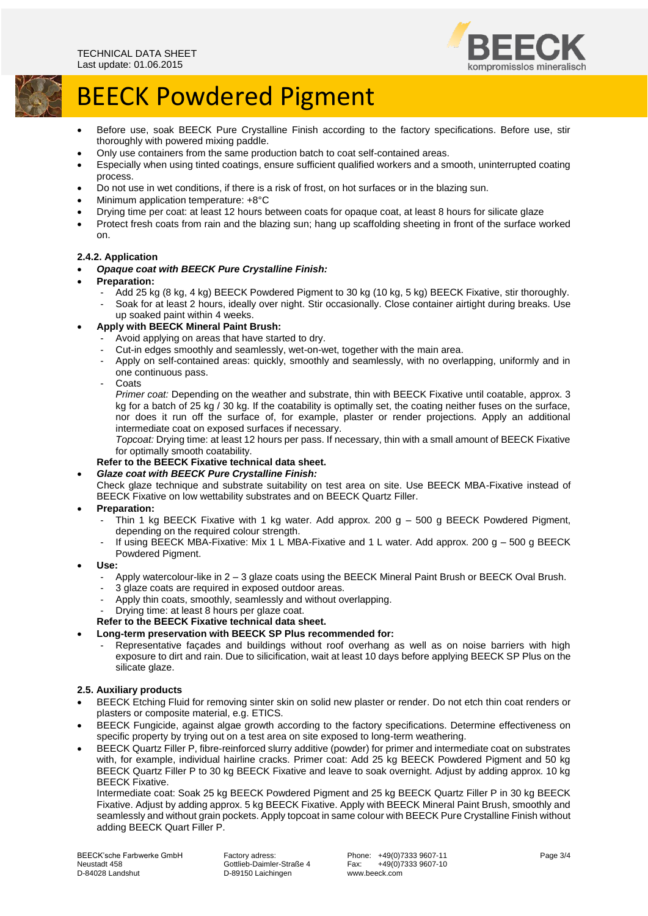- Before use, soak BEECK Pure Crystalline Finish according to the factory specifications. Before use, stir thoroughly with powered mixing paddle.
- Only use containers from the same production batch to coat self-contained areas.
- Especially when using tinted coatings, ensure sufficient qualified workers and a smooth, uninterrupted coating process.
- Do not use in wet conditions, if there is a risk of frost, on hot surfaces or in the blazing sun.
- Minimum application temperature: +8°C
- Drying time per coat: at least 12 hours between coats for opaque coat, at least 8 hours for silicate glaze
- Protect fresh coats from rain and the blazing sun; hang up scaffolding sheeting in front of the surface worked on.

#### 2.4.2. Application

- ***Opaque coat with BEECK Pure Crystalline Finish:***
- **Preparation:**
  - Add 25 kg (8 kg, 4 kg) BEECK Powdered Pigment to 30 kg (10 kg, 5 kg) BEECK Fixative, stir thoroughly.
  - Soak for at least 2 hours, ideally over night. Stir occasionally. Close container airtight during breaks. Use up soaked paint within 4 weeks.
- **Apply with BEECK Mineral Paint Brush:**
  - Avoid applying on areas that have started to dry.
  - Cut-in edges smoothly and seamlessly, wet-on-wet, together with the main area.
  - Apply on self-contained areas: quickly, smoothly and seamlessly, with no overlapping, uniformly and in one continuous pass.
  - Coats

    *Primer coat:* Depending on the weather and substrate, thin with BEECK Fixative until coatable, approx. 3 kg for a batch of 25 kg / 30 kg. If the coatability is optimally set, the coating neither fuses on the surface, nor does it run off the surface of, for example, plaster or render projections. Apply an additional intermediate coat on exposed surfaces if necessary.

    *Topcoat:* Drying time: at least 12 hours per pass. If necessary, thin with a small amount of BEECK Fixative for optimally smooth coatability.

  **Refer to the BEECK Fixative technical data sheet.**
- ***Glaze coat with BEECK Pure Crystalline Finish:***

  Check glaze technique and substrate suitability on test area on site. Use BEECK MBA-Fixative instead of BEECK Fixative on low wettability substrates and on BEECK Quartz Filler.
- **Preparation:**
  - Thin 1 kg BEECK Fixative with 1 kg water. Add approx. 200 g – 500 g BEECK Powdered Pigment, depending on the required colour strength.
  - If using BEECK MBA-Fixative: Mix 1 L MBA-Fixative and 1 L water. Add approx. 200 g – 500 g BEECK Powdered Pigment.
- **Use:**
  - Apply watercolour-like in 2 – 3 glaze coats using the BEECK Mineral Paint Brush or BEECK Oval Brush.
  - 3 glaze coats are required in exposed outdoor areas.
  - Apply thin coats, smoothly, seamlessly and without overlapping.
  - Drying time: at least 8 hours per glaze coat.

  **Refer to the BEECK Fixative technical data sheet.**
- **Long-term preservation with BEECK SP Plus recommended for:**
  - Representative façades and buildings without roof overhang as well as on noise barriers with high exposure to dirt and rain. Due to silicification, wait at least 10 days before applying BEECK SP Plus on the silicate glaze.

#### 2.5. Auxiliary products

- BEECK Etching Fluid for removing sinter skin on solid new plaster or render. Do not etch thin coat renders or plasters or composite material, e.g. ETICS.
- BEECK Fungicide, against algae growth according to the factory specifications. Determine effectiveness on specific property by trying out on a test area on site exposed to long-term weathering.
- BEECK Quartz Filler P, fibre-reinforced slurry additive (powder) for primer and intermediate coat on substrates with, for example, individual hairline cracks. Primer coat: Add 25 kg BEECK Powdered Pigment and 50 kg BEECK Quartz Filler P to 30 kg BEECK Fixative and leave to soak overnight. Adjust by adding approx. 10 kg BEECK Fixative.

  Intermediate coat: Soak 25 kg BEECK Powdered Pigment and 25 kg BEECK Quartz Filler P in 30 kg BEECK Fixative. Adjust by adding approx. 5 kg BEECK Fixative. Apply with BEECK Mineral Paint Brush, smoothly and seamlessly and without grain pockets. Apply topcoat in same colour with BEECK Pure Crystalline Finish without adding BEECK Quart Filler P.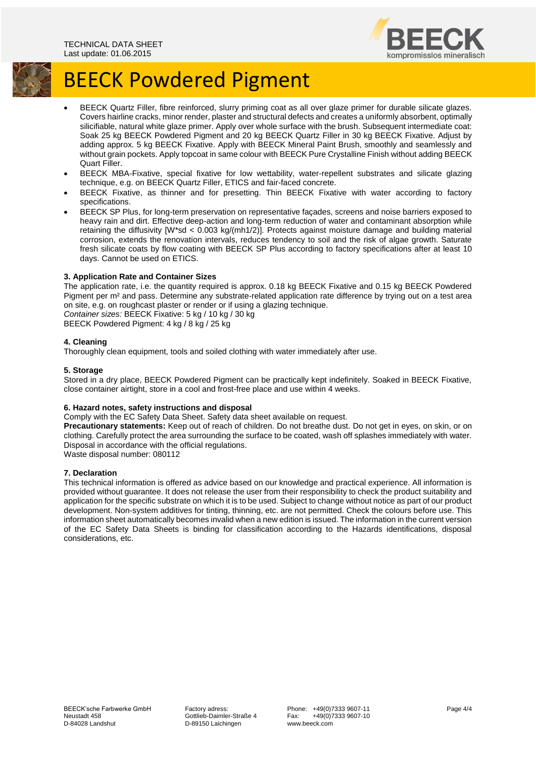- BEECK Quartz Filler, fibre reinforced, slurry priming coat as all over glaze primer for durable silicate glazes. Covers hairline cracks, minor render, plaster and structural defects and creates a uniformly absorbent, optimally silicifiable, natural white glaze primer. Apply over whole surface with the brush. Subsequent intermediate coat: Soak 25 kg BEECK Powdered Pigment and 20 kg BEECK Quartz Filler in 30 kg BEECK Fixative. Adjust by adding approx. 5 kg BEECK Fixative. Apply with BEECK Mineral Paint Brush, smoothly and seamlessly and without grain pockets. Apply topcoat in same colour with BEECK Pure Crystalline Finish without adding BEECK Quart Filler.
- BEECK MBA-Fixative, special fixative for low wettability, water-repellent substrates and silicate glazing technique, e.g. on BEECK Quartz Filler, ETICS and fair-faced concrete.
- BEECK Fixative, as thinner and for presetting. Thin BEECK Fixative with water according to factory specifications.
- BEECK SP Plus, for long-term preservation on representative façades, screens and noise barriers exposed to heavy rain and dirt. Effective deep-action and long-term reduction of water and contaminant absorption while retaining the diffusivity [W*sd < 0.003 kg/(mh1/2)]. Protects against moisture damage and building material corrosion, extends the renovation intervals, reduces tendency to soil and the risk of algae growth. Saturate fresh silicate coats by flow coating with BEECK SP Plus according to factory specifications after at least 10 days. Cannot be used on ETICS.

### 3. Application Rate and Container Sizes

The application rate, i.e. the quantity required is approx. 0.18 kg BEECK Fixative and 0.15 kg BEECK Powdered Pigment per m² and pass. Determine any substrate-related application rate difference by trying out on a test area on site, e.g. on roughcast plaster or render or if using a glazing technique.
*Container sizes:* BEECK Fixative: 5 kg / 10 kg / 30 kg
BEECK Powdered Pigment: 4 kg / 8 kg / 25 kg

### 4. Cleaning

Thoroughly clean equipment, tools and soiled clothing with water immediately after use.

### 5. Storage

Stored in a dry place, BEECK Powdered Pigment can be practically kept indefinitely. Soaked in BEECK Fixative, close container airtight, store in a cool and frost-free place and use within 4 weeks.

### 6. Hazard notes, safety instructions and disposal

Comply with the EC Safety Data Sheet. Safety data sheet available on request.
**Precautionary statements:** Keep out of reach of children. Do not breathe dust. Do not get in eyes, on skin, or on clothing. Carefully protect the area surrounding the surface to be coated, wash off splashes immediately with water. Disposal in accordance with the official regulations.
Waste disposal number: 080112

### 7. Declaration

This technical information is offered as advice based on our knowledge and practical experience. All information is provided without guarantee. It does not release the user from their responsibility to check the product suitability and application for the specific substrate on which it is to be used. Subject to change without notice as part of our product development. Non-system additives for tinting, thinning, etc. are not permitted. Check the colours before use. This information sheet automatically becomes invalid when a new edition is issued. The information in the current version of the EC Safety Data Sheets is binding for classification according to the Hazards identifications, disposal considerations, etc.